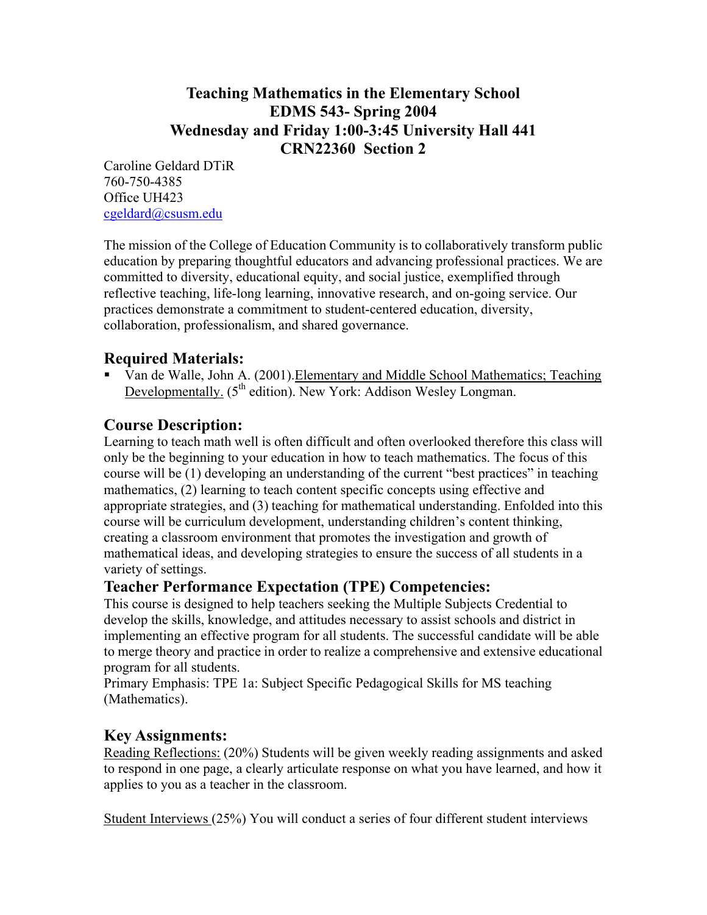# Teaching Mathematics in the Elementary School
# EDMS 543- Spring 2004
# Wednesday and Friday 1:00-3:45 University Hall 441
# CRN22360 Section 2

Caroline Geldard DTiR
760-750-4385
Office UH423
cgeldard@csusm.edu

The mission of the College of Education Community is to collaboratively transform public education by preparing thoughtful educators and advancing professional practices. We are committed to diversity, educational equity, and social justice, exemplified through reflective teaching, life-long learning, innovative research, and on-going service. Our practices demonstrate a commitment to student-centered education, diversity, collaboration, professionalism, and shared governance.

## Required Materials:

- Van de Walle, John A. (2001).Elementary and Middle School Mathematics; Teaching Developmentally. (5th edition). New York: Addison Wesley Longman.

## Course Description:

Learning to teach math well is often difficult and often overlooked therefore this class will only be the beginning to your education in how to teach mathematics. The focus of this course will be (1) developing an understanding of the current "best practices" in teaching mathematics, (2) learning to teach content specific concepts using effective and appropriate strategies, and (3) teaching for mathematical understanding. Enfolded into this course will be curriculum development, understanding children's content thinking, creating a classroom environment that promotes the investigation and growth of mathematical ideas, and developing strategies to ensure the success of all students in a variety of settings.

## Teacher Performance Expectation (TPE) Competencies:

This course is designed to help teachers seeking the Multiple Subjects Credential to develop the skills, knowledge, and attitudes necessary to assist schools and district in implementing an effective program for all students. The successful candidate will be able to merge theory and practice in order to realize a comprehensive and extensive educational program for all students.
Primary Emphasis: TPE 1a: Subject Specific Pedagogical Skills for MS teaching (Mathematics).

## Key Assignments:

Reading Reflections: (20%) Students will be given weekly reading assignments and asked to respond in one page, a clearly articulate response on what you have learned, and how it applies to you as a teacher in the classroom.

Student Interviews (25%) You will conduct a series of four different student interviews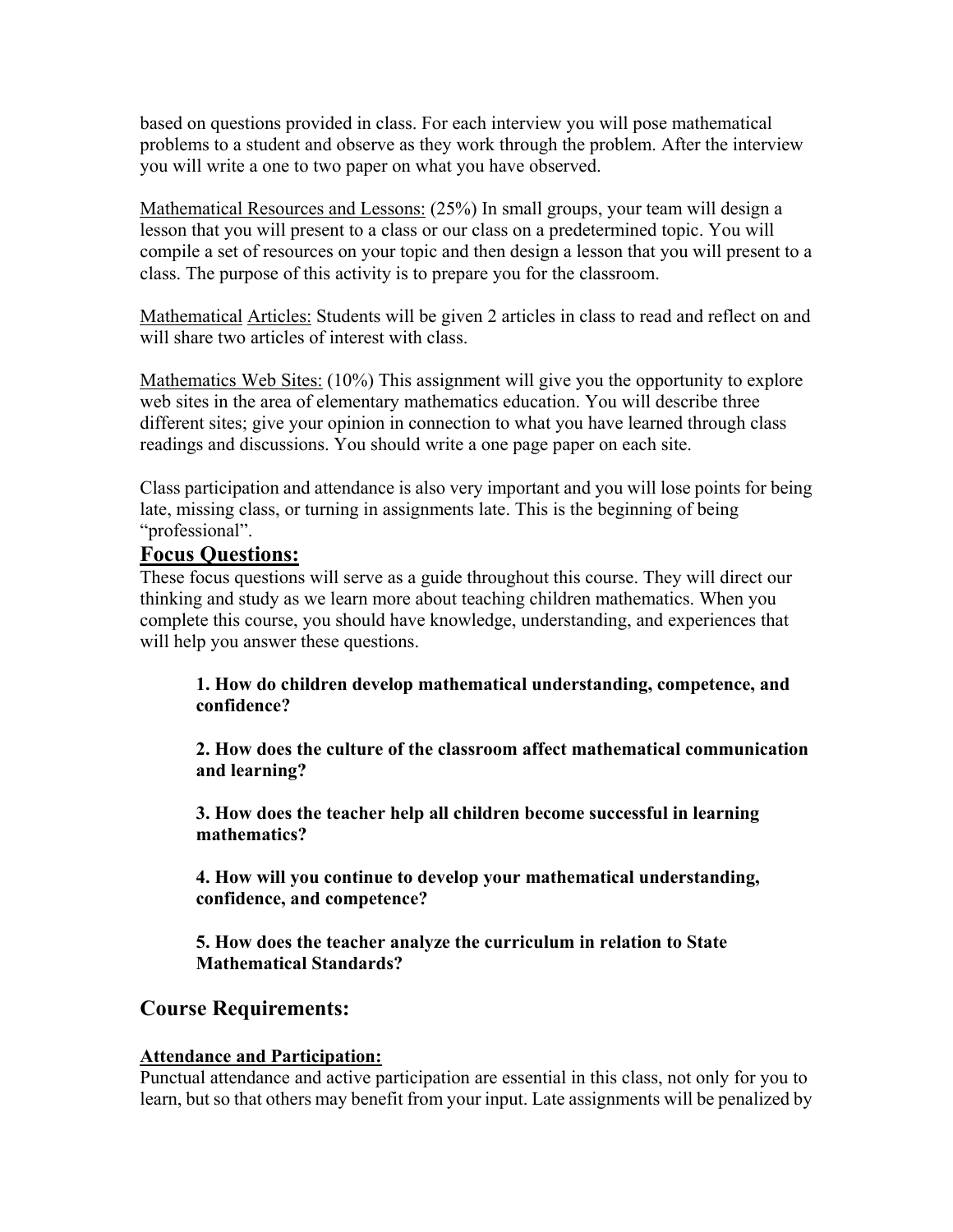based on questions provided in class. For each interview you will pose mathematical problems to a student and observe as they work through the problem. After the interview you will write a one to two paper on what you have observed.

Mathematical Resources and Lessons: (25%) In small groups, your team will design a lesson that you will present to a class or our class on a predetermined topic. You will compile a set of resources on your topic and then design a lesson that you will present to a class. The purpose of this activity is to prepare you for the classroom.

Mathematical Articles: Students will be given 2 articles in class to read and reflect on and will share two articles of interest with class.

Mathematics Web Sites: (10%) This assignment will give you the opportunity to explore web sites in the area of elementary mathematics education. You will describe three different sites; give your opinion in connection to what you have learned through class readings and discussions. You should write a one page paper on each site.

Class participation and attendance is also very important and you will lose points for being late, missing class, or turning in assignments late. This is the beginning of being "professional".

## Focus Questions:

These focus questions will serve as a guide throughout this course. They will direct our thinking and study as we learn more about teaching children mathematics. When you complete this course, you should have knowledge, understanding, and experiences that will help you answer these questions.

> **1. How do children develop mathematical understanding, competence, and confidence?**
>
> **2. How does the culture of the classroom affect mathematical communication and learning?**
>
> **3. How does the teacher help all children become successful in learning mathematics?**
>
> **4. How will you continue to develop your mathematical understanding, confidence, and competence?**
>
> **5. How does the teacher analyze the curriculum in relation to State Mathematical Standards?**

## Course Requirements:

**Attendance and Participation:**

Punctual attendance and active participation are essential in this class, not only for you to learn, but so that others may benefit from your input. Late assignments will be penalized by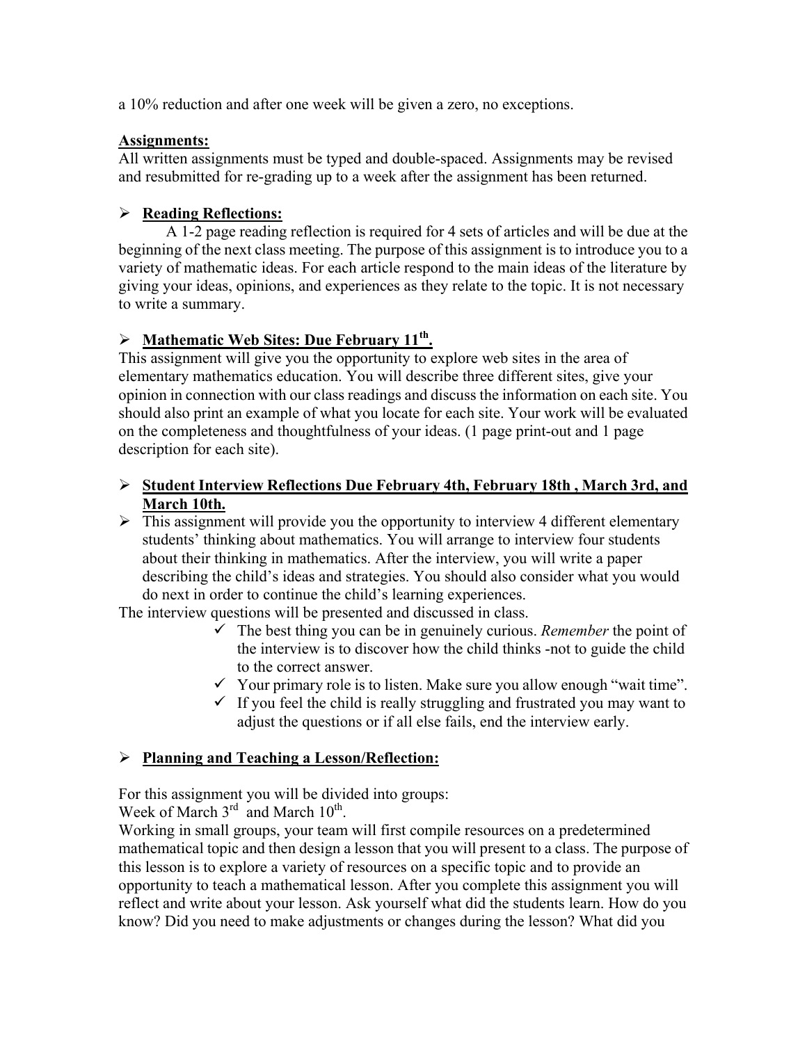a 10% reduction and after one week will be given a zero, no exceptions.

**Assignments:**

All written assignments must be typed and double-spaced. Assignments may be revised and resubmitted for re-grading up to a week after the assignment has been returned.

- **Reading Reflections:**

    A 1-2 page reading reflection is required for 4 sets of articles and will be due at the beginning of the next class meeting. The purpose of this assignment is to introduce you to a variety of mathematic ideas. For each article respond to the main ideas of the literature by giving your ideas, opinions, and experiences as they relate to the topic. It is not necessary to write a summary.

- **Mathematic Web Sites: Due February 11th.**

This assignment will give you the opportunity to explore web sites in the area of elementary mathematics education. You will describe three different sites, give your opinion in connection with our class readings and discuss the information on each site. You should also print an example of what you locate for each site. Your work will be evaluated on the completeness and thoughtfulness of your ideas. (1 page print-out and 1 page description for each site).

- **Student Interview Reflections Due February 4th, February 18th , March 3rd, and March 10th.**
- This assignment will provide you the opportunity to interview 4 different elementary students' thinking about mathematics. You will arrange to interview four students about their thinking in mathematics. After the interview, you will write a paper describing the child's ideas and strategies. You should also consider what you would do next in order to continue the child's learning experiences.

The interview questions will be presented and discussed in class.

- ✓ The best thing you can be in genuinely curious. *Remember* the point of the interview is to discover how the child thinks -not to guide the child to the correct answer.
- ✓ Your primary role is to listen. Make sure you allow enough "wait time".
- ✓ If you feel the child is really struggling and frustrated you may want to adjust the questions or if all else fails, end the interview early.

- **Planning and Teaching a Lesson/Reflection:**

For this assignment you will be divided into groups:

Week of March 3rd and March 10th.

Working in small groups, your team will first compile resources on a predetermined mathematical topic and then design a lesson that you will present to a class. The purpose of this lesson is to explore a variety of resources on a specific topic and to provide an opportunity to teach a mathematical lesson. After you complete this assignment you will reflect and write about your lesson. Ask yourself what did the students learn. How do you know? Did you need to make adjustments or changes during the lesson? What did you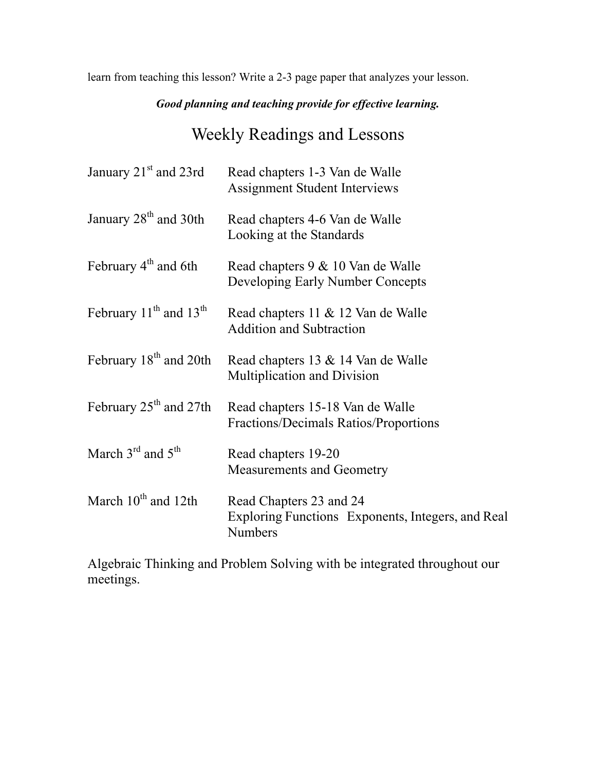learn from teaching this lesson? Write a 2-3 page paper that analyzes your lesson.

***Good planning and teaching provide for effective learning.***

# Weekly Readings and Lessons

| | |
|---|---|
| January 21st and 23rd | Read chapters 1-3 Van de Walle<br>Assignment Student Interviews |
| January 28th and 30th | Read chapters 4-6 Van de Walle<br>Looking at the Standards |
| February 4th and 6th | Read chapters 9 & 10 Van de Walle<br>Developing Early Number Concepts |
| February 11th and 13th | Read chapters 11 & 12 Van de Walle<br>Addition and Subtraction |
| February 18th and 20th | Read chapters 13 & 14 Van de Walle<br>Multiplication and Division |
| February 25th and 27th | Read chapters 15-18 Van de Walle<br>Fractions/Decimals Ratios/Proportions |
| March 3rd and 5th | Read chapters 19-20<br>Measurements and Geometry |
| March 10th and 12th | Read Chapters 23 and 24<br>Exploring Functions Exponents, Integers, and Real Numbers |

Algebraic Thinking and Problem Solving with be integrated throughout our meetings.